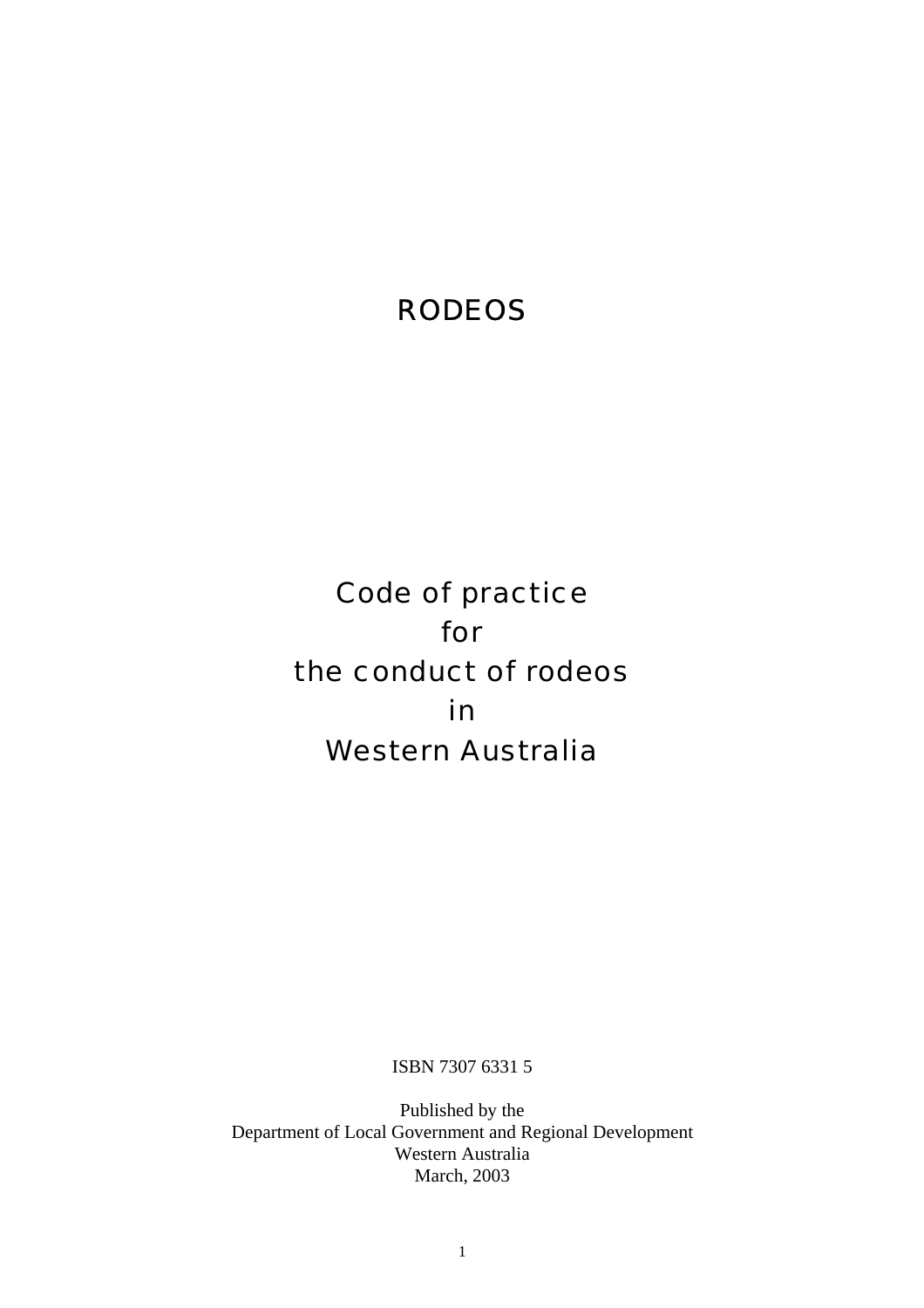# RODEOS

## Code of practice for the conduct of rodeos in Western Australia

ISBN 7307 6331 5

Published by the
Department of Local Government and Regional Development
Western Australia
March, 2003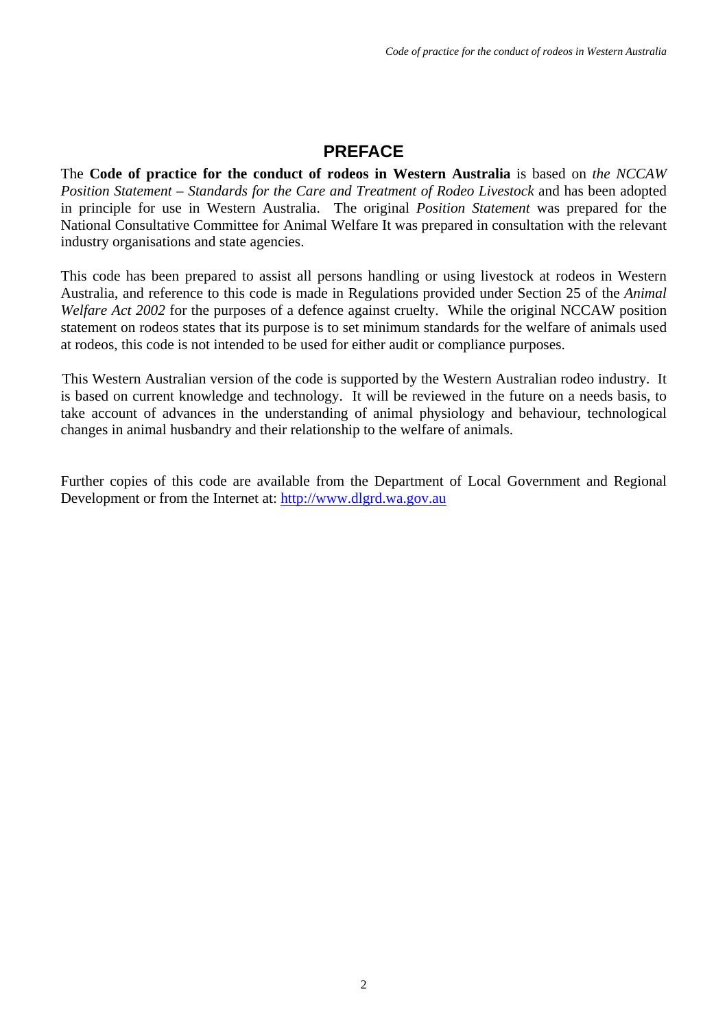# PREFACE

The **Code of practice for the conduct of rodeos in Western Australia** is based on *the NCCAW Position Statement – Standards for the Care and Treatment of Rodeo Livestock* and has been adopted in principle for use in Western Australia. The original *Position Statement* was prepared for the National Consultative Committee for Animal Welfare It was prepared in consultation with the relevant industry organisations and state agencies.

This code has been prepared to assist all persons handling or using livestock at rodeos in Western Australia, and reference to this code is made in Regulations provided under Section 25 of the *Animal Welfare Act 2002* for the purposes of a defence against cruelty. While the original NCCAW position statement on rodeos states that its purpose is to set minimum standards for the welfare of animals used at rodeos, this code is not intended to be used for either audit or compliance purposes.

This Western Australian version of the code is supported by the Western Australian rodeo industry. It is based on current knowledge and technology. It will be reviewed in the future on a needs basis, to take account of advances in the understanding of animal physiology and behaviour, technological changes in animal husbandry and their relationship to the welfare of animals.

Further copies of this code are available from the Department of Local Government and Regional Development or from the Internet at: http://www.dlgrd.wa.gov.au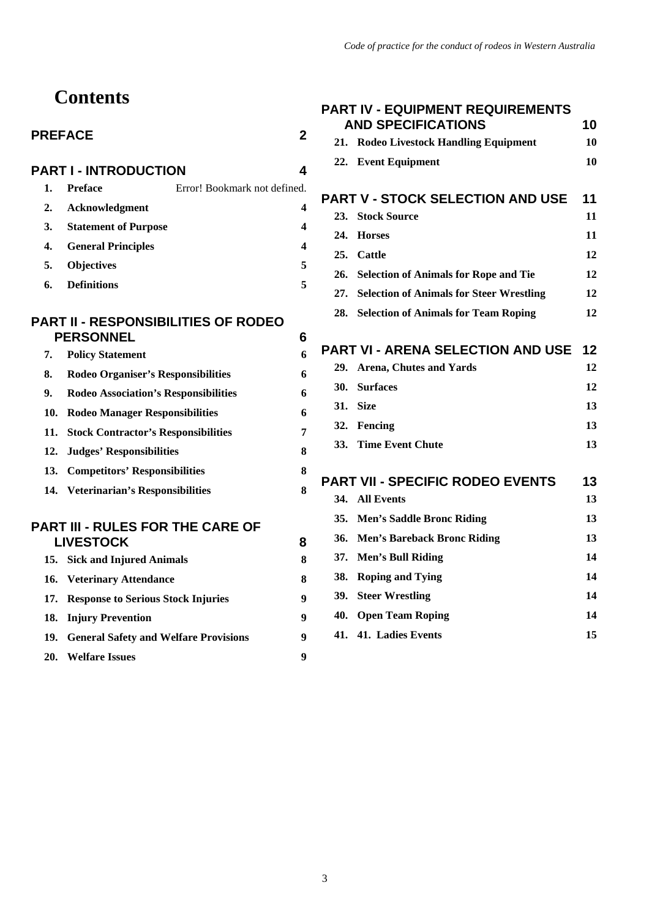# Contents

**PREFACE** 2

**PART I - INTRODUCTION** 4

1. **Preface** Error! Bookmark not defined.
2. **Acknowledgment** 4
3. **Statement of Purpose** 4
4. **General Principles** 4
5. **Objectives** 5
6. **Definitions** 5

**PART II - RESPONSIBILITIES OF RODEO PERSONNEL** 6

7. **Policy Statement** 6
8. **Rodeo Organiser's Responsibilities** 6
9. **Rodeo Association's Responsibilities** 6
10. **Rodeo Manager Responsibilities** 6
11. **Stock Contractor's Responsibilities** 7
12. **Judges' Responsibilities** 8
13. **Competitors' Responsibilities** 8
14. **Veterinarian's Responsibilities** 8

**PART III - RULES FOR THE CARE OF LIVESTOCK** 8

15. **Sick and Injured Animals** 8
16. **Veterinary Attendance** 8
17. **Response to Serious Stock Injuries** 9
18. **Injury Prevention** 9
19. **General Safety and Welfare Provisions** 9
20. **Welfare Issues** 9

**PART IV - EQUIPMENT REQUIREMENTS AND SPECIFICATIONS** 10

21. **Rodeo Livestock Handling Equipment** 10
22. **Event Equipment** 10

**PART V - STOCK SELECTION AND USE** 11

23. **Stock Source** 11
24. **Horses** 11
25. **Cattle** 12
26. **Selection of Animals for Rope and Tie** 12
27. **Selection of Animals for Steer Wrestling** 12
28. **Selection of Animals for Team Roping** 12

**PART VI - ARENA SELECTION AND USE** 12

29. **Arena, Chutes and Yards** 12
30. **Surfaces** 12
31. **Size** 13
32. **Fencing** 13
33. **Time Event Chute** 13

**PART VII - SPECIFIC RODEO EVENTS** 13

34. **All Events** 13
35. **Men's Saddle Bronc Riding** 13
36. **Men's Bareback Bronc Riding** 13
37. **Men's Bull Riding** 14
38. **Roping and Tying** 14
39. **Steer Wrestling** 14
40. **Open Team Roping** 14
41. **41. Ladies Events** 15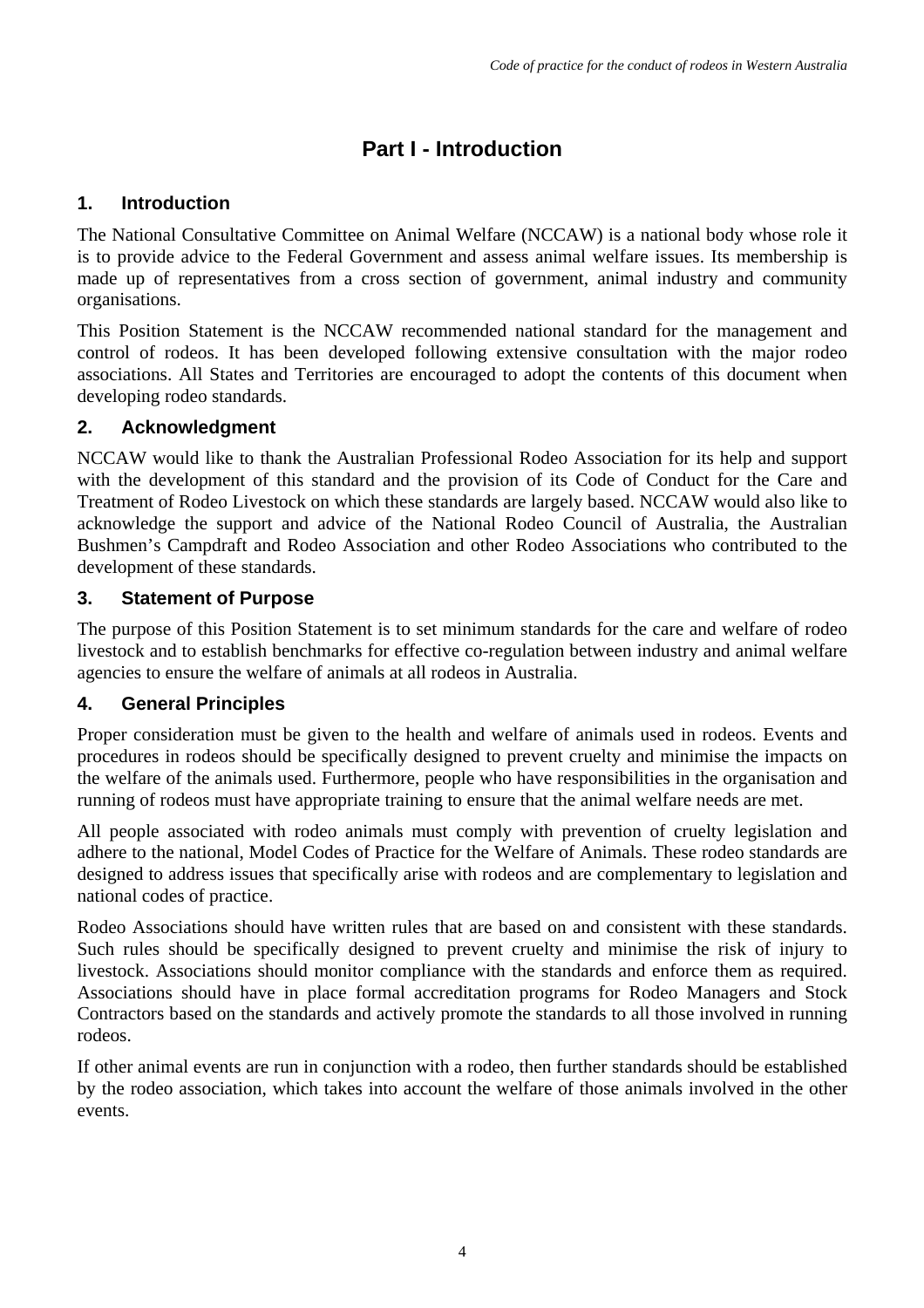# Part I - Introduction

## 1. Introduction

The National Consultative Committee on Animal Welfare (NCCAW) is a national body whose role it is to provide advice to the Federal Government and assess animal welfare issues. Its membership is made up of representatives from a cross section of government, animal industry and community organisations.

This Position Statement is the NCCAW recommended national standard for the management and control of rodeos. It has been developed following extensive consultation with the major rodeo associations. All States and Territories are encouraged to adopt the contents of this document when developing rodeo standards.

## 2. Acknowledgment

NCCAW would like to thank the Australian Professional Rodeo Association for its help and support with the development of this standard and the provision of its Code of Conduct for the Care and Treatment of Rodeo Livestock on which these standards are largely based. NCCAW would also like to acknowledge the support and advice of the National Rodeo Council of Australia, the Australian Bushmen's Campdraft and Rodeo Association and other Rodeo Associations who contributed to the development of these standards.

## 3. Statement of Purpose

The purpose of this Position Statement is to set minimum standards for the care and welfare of rodeo livestock and to establish benchmarks for effective co-regulation between industry and animal welfare agencies to ensure the welfare of animals at all rodeos in Australia.

## 4. General Principles

Proper consideration must be given to the health and welfare of animals used in rodeos. Events and procedures in rodeos should be specifically designed to prevent cruelty and minimise the impacts on the welfare of the animals used. Furthermore, people who have responsibilities in the organisation and running of rodeos must have appropriate training to ensure that the animal welfare needs are met.

All people associated with rodeo animals must comply with prevention of cruelty legislation and adhere to the national, Model Codes of Practice for the Welfare of Animals. These rodeo standards are designed to address issues that specifically arise with rodeos and are complementary to legislation and national codes of practice.

Rodeo Associations should have written rules that are based on and consistent with these standards. Such rules should be specifically designed to prevent cruelty and minimise the risk of injury to livestock. Associations should monitor compliance with the standards and enforce them as required. Associations should have in place formal accreditation programs for Rodeo Managers and Stock Contractors based on the standards and actively promote the standards to all those involved in running rodeos.

If other animal events are run in conjunction with a rodeo, then further standards should be established by the rodeo association, which takes into account the welfare of those animals involved in the other events.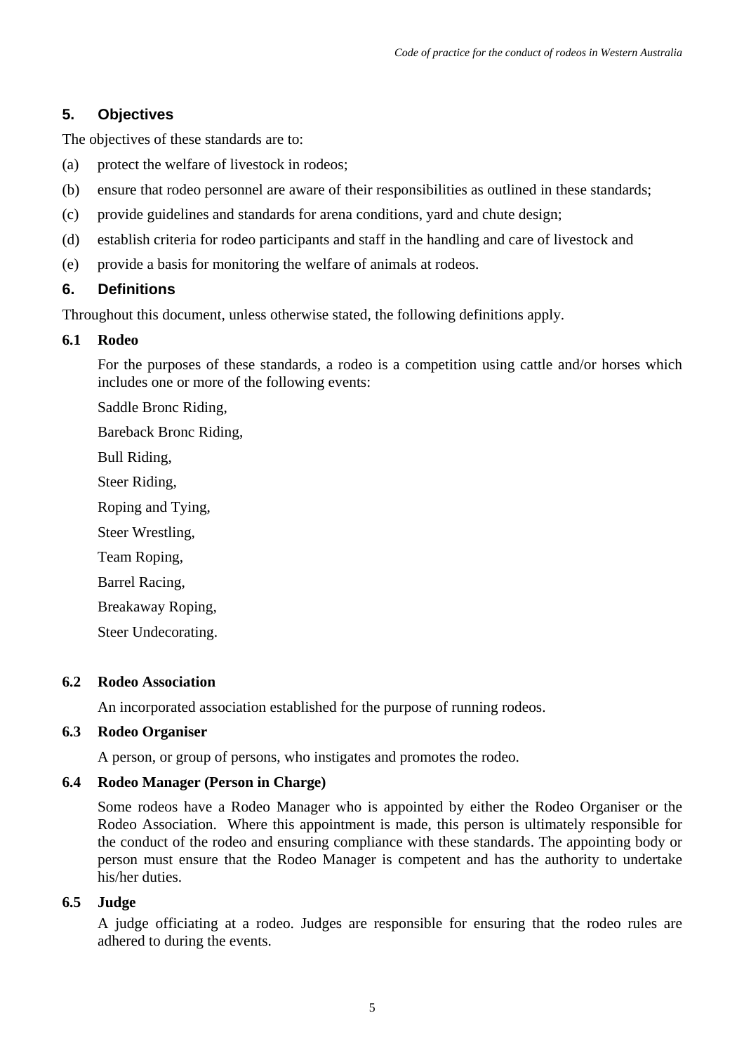## 5. Objectives

The objectives of these standards are to:

(a) protect the welfare of livestock in rodeos;

(b) ensure that rodeo personnel are aware of their responsibilities as outlined in these standards;

(c) provide guidelines and standards for arena conditions, yard and chute design;

(d) establish criteria for rodeo participants and staff in the handling and care of livestock and

(e) provide a basis for monitoring the welfare of animals at rodeos.

## 6. Definitions

Throughout this document, unless otherwise stated, the following definitions apply.

### 6.1 Rodeo

For the purposes of these standards, a rodeo is a competition using cattle and/or horses which includes one or more of the following events:

Saddle Bronc Riding,

Bareback Bronc Riding,

Bull Riding,

Steer Riding,

Roping and Tying,

Steer Wrestling,

Team Roping,

Barrel Racing,

Breakaway Roping,

Steer Undecorating.

### 6.2 Rodeo Association

An incorporated association established for the purpose of running rodeos.

### 6.3 Rodeo Organiser

A person, or group of persons, who instigates and promotes the rodeo.

### 6.4 Rodeo Manager (Person in Charge)

Some rodeos have a Rodeo Manager who is appointed by either the Rodeo Organiser or the Rodeo Association. Where this appointment is made, this person is ultimately responsible for the conduct of the rodeo and ensuring compliance with these standards. The appointing body or person must ensure that the Rodeo Manager is competent and has the authority to undertake his/her duties.

### 6.5 Judge

A judge officiating at a rodeo. Judges are responsible for ensuring that the rodeo rules are adhered to during the events.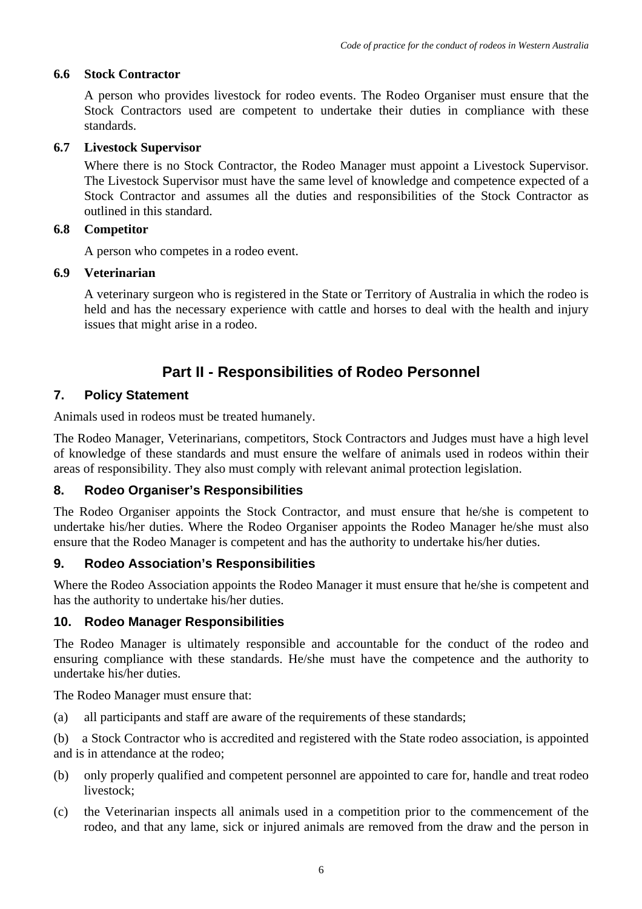### 6.6 Stock Contractor

A person who provides livestock for rodeo events. The Rodeo Organiser must ensure that the Stock Contractors used are competent to undertake their duties in compliance with these standards.

### 6.7 Livestock Supervisor

Where there is no Stock Contractor, the Rodeo Manager must appoint a Livestock Supervisor. The Livestock Supervisor must have the same level of knowledge and competence expected of a Stock Contractor and assumes all the duties and responsibilities of the Stock Contractor as outlined in this standard.

### 6.8 Competitor

A person who competes in a rodeo event.

### 6.9 Veterinarian

A veterinary surgeon who is registered in the State or Territory of Australia in which the rodeo is held and has the necessary experience with cattle and horses to deal with the health and injury issues that might arise in a rodeo.

# Part II - Responsibilities of Rodeo Personnel

## 7. Policy Statement

Animals used in rodeos must be treated humanely.

The Rodeo Manager, Veterinarians, competitors, Stock Contractors and Judges must have a high level of knowledge of these standards and must ensure the welfare of animals used in rodeos within their areas of responsibility. They also must comply with relevant animal protection legislation.

## 8. Rodeo Organiser's Responsibilities

The Rodeo Organiser appoints the Stock Contractor, and must ensure that he/she is competent to undertake his/her duties. Where the Rodeo Organiser appoints the Rodeo Manager he/she must also ensure that the Rodeo Manager is competent and has the authority to undertake his/her duties.

## 9. Rodeo Association's Responsibilities

Where the Rodeo Association appoints the Rodeo Manager it must ensure that he/she is competent and has the authority to undertake his/her duties.

## 10. Rodeo Manager Responsibilities

The Rodeo Manager is ultimately responsible and accountable for the conduct of the rodeo and ensuring compliance with these standards. He/she must have the competence and the authority to undertake his/her duties.

The Rodeo Manager must ensure that:

(a) all participants and staff are aware of the requirements of these standards;

(b) a Stock Contractor who is accredited and registered with the State rodeo association, is appointed and is in attendance at the rodeo;

(b) only properly qualified and competent personnel are appointed to care for, handle and treat rodeo livestock;

(c) the Veterinarian inspects all animals used in a competition prior to the commencement of the rodeo, and that any lame, sick or injured animals are removed from the draw and the person in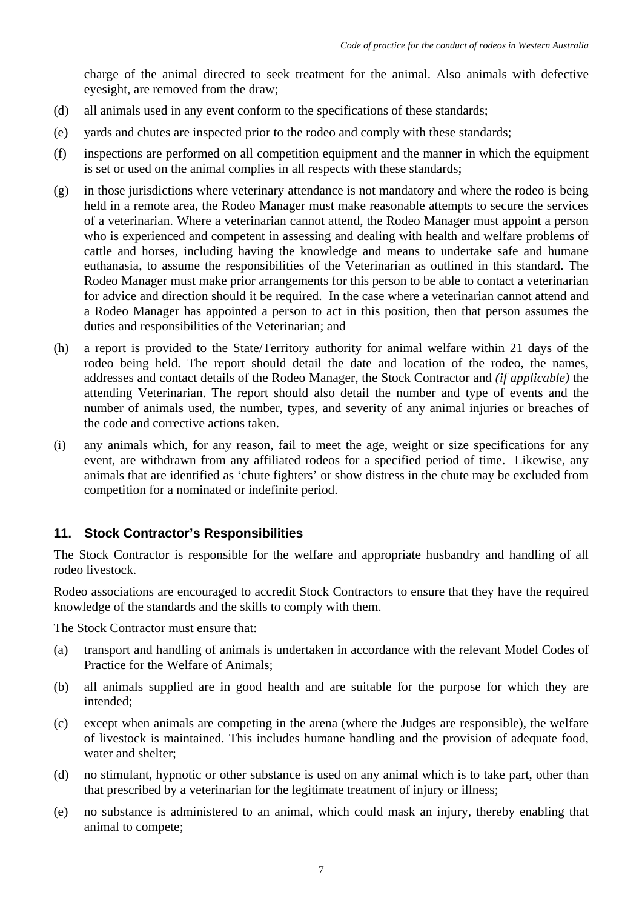charge of the animal directed to seek treatment for the animal. Also animals with defective eyesight, are removed from the draw;

(d) all animals used in any event conform to the specifications of these standards;

(e) yards and chutes are inspected prior to the rodeo and comply with these standards;

(f) inspections are performed on all competition equipment and the manner in which the equipment is set or used on the animal complies in all respects with these standards;

(g) in those jurisdictions where veterinary attendance is not mandatory and where the rodeo is being held in a remote area, the Rodeo Manager must make reasonable attempts to secure the services of a veterinarian. Where a veterinarian cannot attend, the Rodeo Manager must appoint a person who is experienced and competent in assessing and dealing with health and welfare problems of cattle and horses, including having the knowledge and means to undertake safe and humane euthanasia, to assume the responsibilities of the Veterinarian as outlined in this standard. The Rodeo Manager must make prior arrangements for this person to be able to contact a veterinarian for advice and direction should it be required. In the case where a veterinarian cannot attend and a Rodeo Manager has appointed a person to act in this position, then that person assumes the duties and responsibilities of the Veterinarian; and

(h) a report is provided to the State/Territory authority for animal welfare within 21 days of the rodeo being held. The report should detail the date and location of the rodeo, the names, addresses and contact details of the Rodeo Manager, the Stock Contractor and *(if applicable)* the attending Veterinarian. The report should also detail the number and type of events and the number of animals used, the number, types, and severity of any animal injuries or breaches of the code and corrective actions taken.

(i) any animals which, for any reason, fail to meet the age, weight or size specifications for any event, are withdrawn from any affiliated rodeos for a specified period of time. Likewise, any animals that are identified as 'chute fighters' or show distress in the chute may be excluded from competition for a nominated or indefinite period.

## 11. Stock Contractor's Responsibilities

The Stock Contractor is responsible for the welfare and appropriate husbandry and handling of all rodeo livestock.

Rodeo associations are encouraged to accredit Stock Contractors to ensure that they have the required knowledge of the standards and the skills to comply with them.

The Stock Contractor must ensure that:

(a) transport and handling of animals is undertaken in accordance with the relevant Model Codes of Practice for the Welfare of Animals;

(b) all animals supplied are in good health and are suitable for the purpose for which they are intended;

(c) except when animals are competing in the arena (where the Judges are responsible), the welfare of livestock is maintained. This includes humane handling and the provision of adequate food, water and shelter;

(d) no stimulant, hypnotic or other substance is used on any animal which is to take part, other than that prescribed by a veterinarian for the legitimate treatment of injury or illness;

(e) no substance is administered to an animal, which could mask an injury, thereby enabling that animal to compete;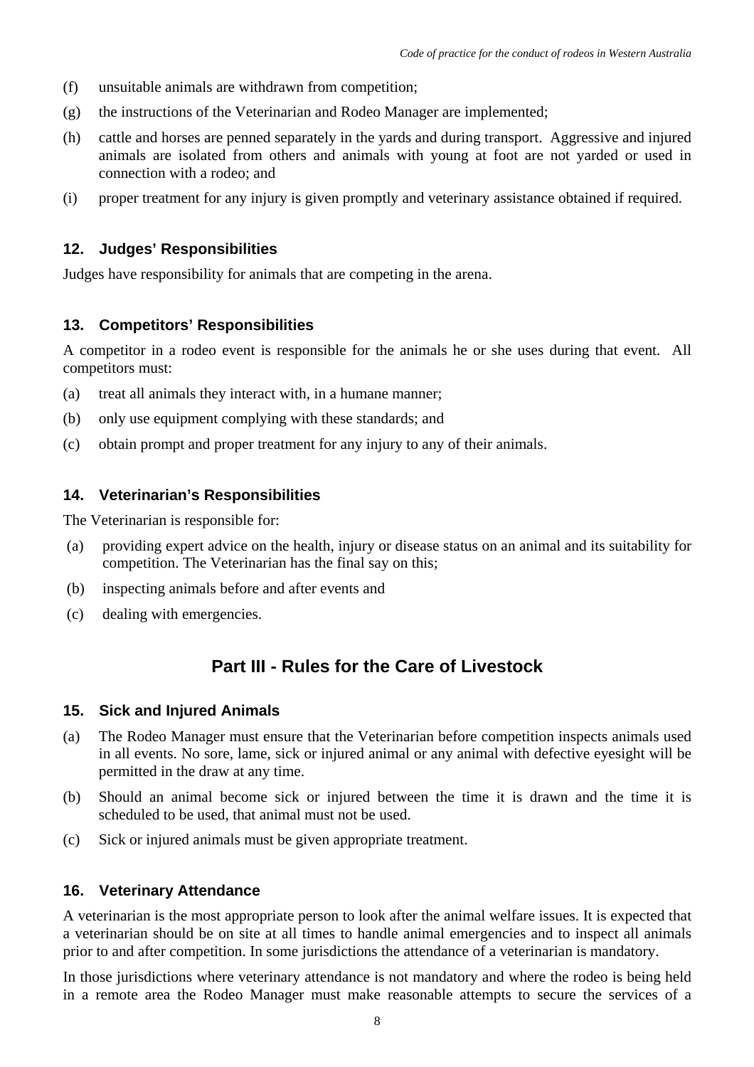(f) unsuitable animals are withdrawn from competition;

(g) the instructions of the Veterinarian and Rodeo Manager are implemented;

(h) cattle and horses are penned separately in the yards and during transport. Aggressive and injured animals are isolated from others and animals with young at foot are not yarded or used in connection with a rodeo; and

(i) proper treatment for any injury is given promptly and veterinary assistance obtained if required.

### 12. Judges' Responsibilities

Judges have responsibility for animals that are competing in the arena.

### 13. Competitors' Responsibilities

A competitor in a rodeo event is responsible for the animals he or she uses during that event. All competitors must:

(a) treat all animals they interact with, in a humane manner;

(b) only use equipment complying with these standards; and

(c) obtain prompt and proper treatment for any injury to any of their animals.

### 14. Veterinarian's Responsibilities

The Veterinarian is responsible for:

(a) providing expert advice on the health, injury or disease status on an animal and its suitability for competition. The Veterinarian has the final say on this;

(b) inspecting animals before and after events and

(c) dealing with emergencies.

## Part III - Rules for the Care of Livestock

### 15. Sick and Injured Animals

(a) The Rodeo Manager must ensure that the Veterinarian before competition inspects animals used in all events. No sore, lame, sick or injured animal or any animal with defective eyesight will be permitted in the draw at any time.

(b) Should an animal become sick or injured between the time it is drawn and the time it is scheduled to be used, that animal must not be used.

(c) Sick or injured animals must be given appropriate treatment.

### 16. Veterinary Attendance

A veterinarian is the most appropriate person to look after the animal welfare issues. It is expected that a veterinarian should be on site at all times to handle animal emergencies and to inspect all animals prior to and after competition. In some jurisdictions the attendance of a veterinarian is mandatory.

In those jurisdictions where veterinary attendance is not mandatory and where the rodeo is being held in a remote area the Rodeo Manager must make reasonable attempts to secure the services of a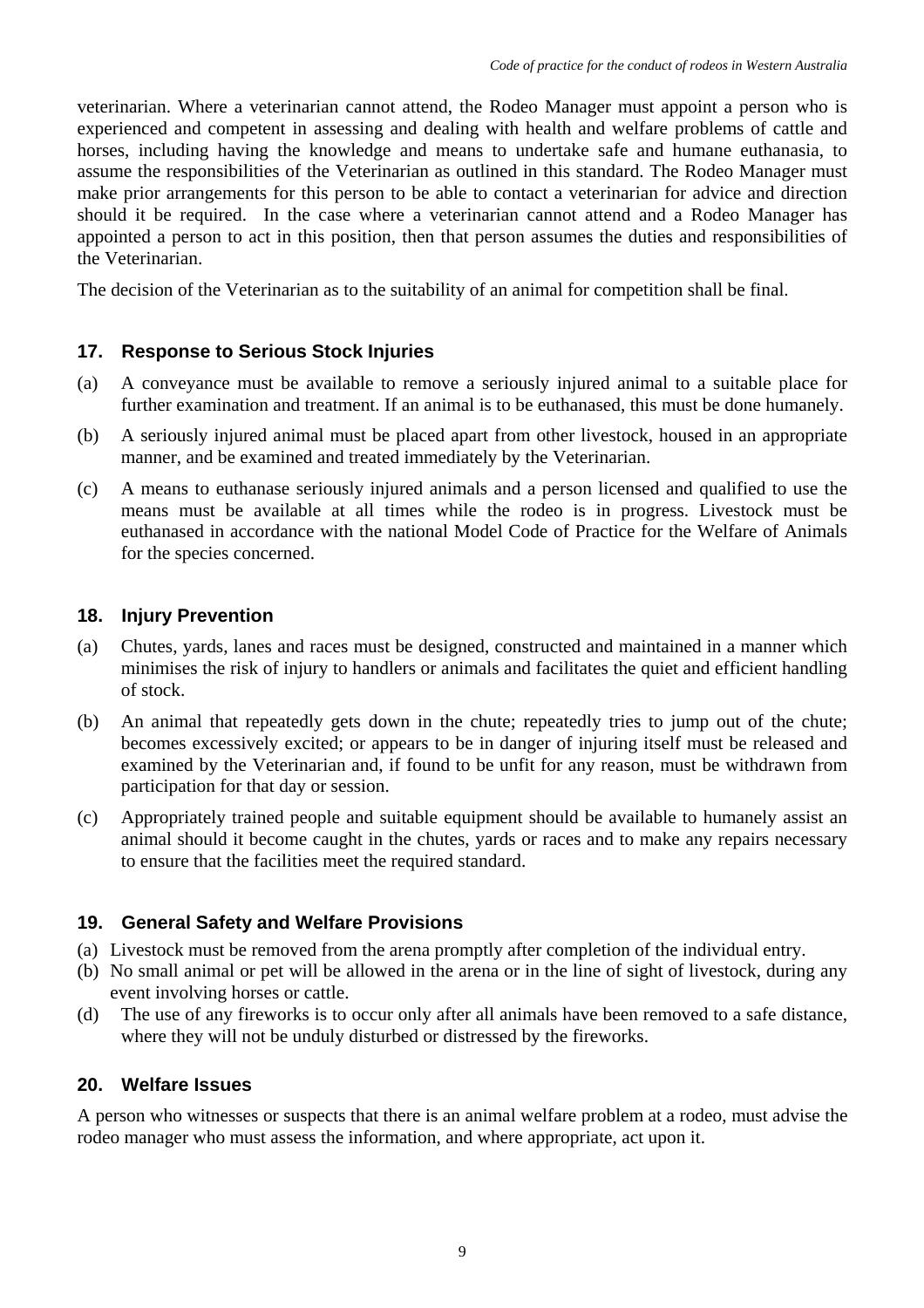veterinarian. Where a veterinarian cannot attend, the Rodeo Manager must appoint a person who is experienced and competent in assessing and dealing with health and welfare problems of cattle and horses, including having the knowledge and means to undertake safe and humane euthanasia, to assume the responsibilities of the Veterinarian as outlined in this standard. The Rodeo Manager must make prior arrangements for this person to be able to contact a veterinarian for advice and direction should it be required. In the case where a veterinarian cannot attend and a Rodeo Manager has appointed a person to act in this position, then that person assumes the duties and responsibilities of the Veterinarian.

The decision of the Veterinarian as to the suitability of an animal for competition shall be final.

## 17. Response to Serious Stock Injuries

(a) A conveyance must be available to remove a seriously injured animal to a suitable place for further examination and treatment. If an animal is to be euthanased, this must be done humanely.

(b) A seriously injured animal must be placed apart from other livestock, housed in an appropriate manner, and be examined and treated immediately by the Veterinarian.

(c) A means to euthanase seriously injured animals and a person licensed and qualified to use the means must be available at all times while the rodeo is in progress. Livestock must be euthanased in accordance with the national Model Code of Practice for the Welfare of Animals for the species concerned.

## 18. Injury Prevention

(a) Chutes, yards, lanes and races must be designed, constructed and maintained in a manner which minimises the risk of injury to handlers or animals and facilitates the quiet and efficient handling of stock.

(b) An animal that repeatedly gets down in the chute; repeatedly tries to jump out of the chute; becomes excessively excited; or appears to be in danger of injuring itself must be released and examined by the Veterinarian and, if found to be unfit for any reason, must be withdrawn from participation for that day or session.

(c) Appropriately trained people and suitable equipment should be available to humanely assist an animal should it become caught in the chutes, yards or races and to make any repairs necessary to ensure that the facilities meet the required standard.

## 19. General Safety and Welfare Provisions

(a) Livestock must be removed from the arena promptly after completion of the individual entry.

(b) No small animal or pet will be allowed in the arena or in the line of sight of livestock, during any event involving horses or cattle.

(d) The use of any fireworks is to occur only after all animals have been removed to a safe distance, where they will not be unduly disturbed or distressed by the fireworks.

## 20. Welfare Issues

A person who witnesses or suspects that there is an animal welfare problem at a rodeo, must advise the rodeo manager who must assess the information, and where appropriate, act upon it.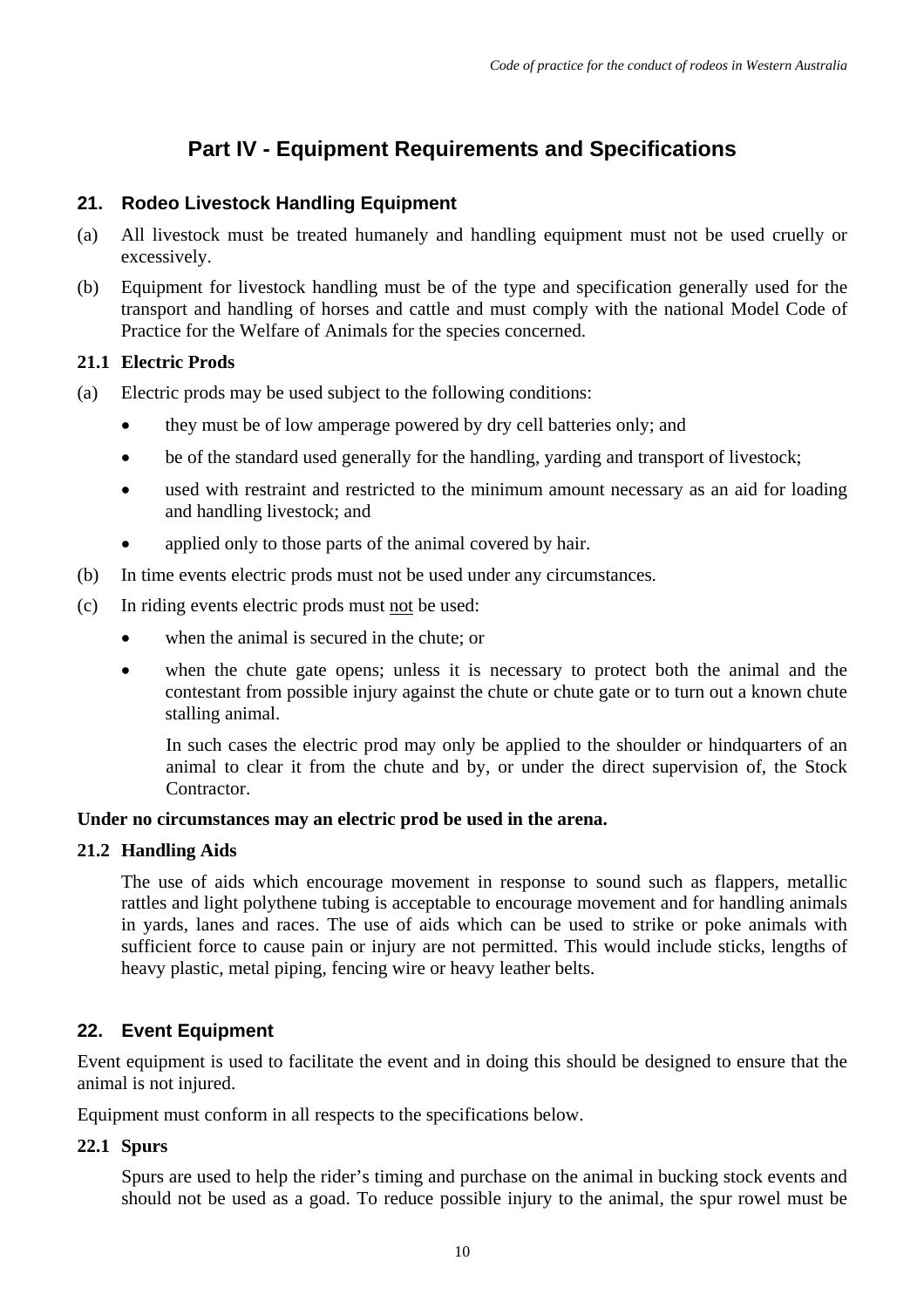# Part IV - Equipment Requirements and Specifications

## 21. Rodeo Livestock Handling Equipment

(a) All livestock must be treated humanely and handling equipment must not be used cruelly or excessively.

(b) Equipment for livestock handling must be of the type and specification generally used for the transport and handling of horses and cattle and must comply with the national Model Code of Practice for the Welfare of Animals for the species concerned.

### 21.1 Electric Prods

(a) Electric prods may be used subject to the following conditions:

- they must be of low amperage powered by dry cell batteries only; and
- be of the standard used generally for the handling, yarding and transport of livestock;
- used with restraint and restricted to the minimum amount necessary as an aid for loading and handling livestock; and
- applied only to those parts of the animal covered by hair.

(b) In time events electric prods must not be used under any circumstances.

(c) In riding events electric prods must not be used:

- when the animal is secured in the chute; or
- when the chute gate opens; unless it is necessary to protect both the animal and the contestant from possible injury against the chute or chute gate or to turn out a known chute stalling animal.

  In such cases the electric prod may only be applied to the shoulder or hindquarters of an animal to clear it from the chute and by, or under the direct supervision of, the Stock Contractor.

**Under no circumstances may an electric prod be used in the arena.**

### 21.2 Handling Aids

The use of aids which encourage movement in response to sound such as flappers, metallic rattles and light polythene tubing is acceptable to encourage movement and for handling animals in yards, lanes and races. The use of aids which can be used to strike or poke animals with sufficient force to cause pain or injury are not permitted. This would include sticks, lengths of heavy plastic, metal piping, fencing wire or heavy leather belts.

## 22. Event Equipment

Event equipment is used to facilitate the event and in doing this should be designed to ensure that the animal is not injured.

Equipment must conform in all respects to the specifications below.

### 22.1 Spurs

Spurs are used to help the rider's timing and purchase on the animal in bucking stock events and should not be used as a goad. To reduce possible injury to the animal, the spur rowel must be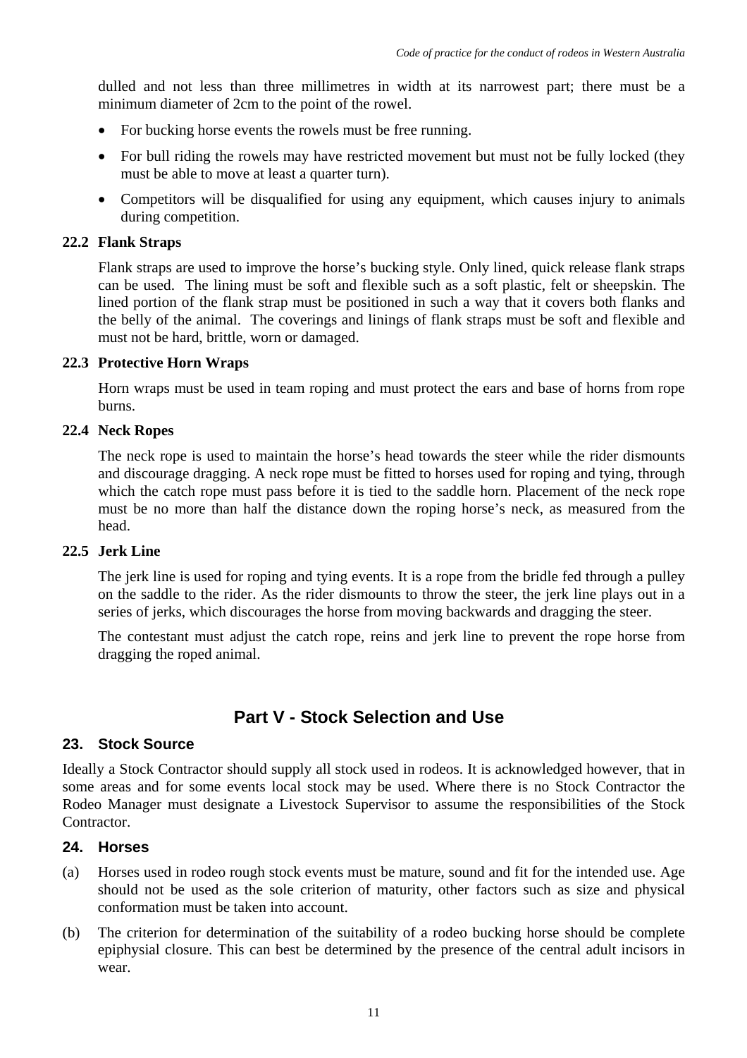dulled and not less than three millimetres in width at its narrowest part; there must be a minimum diameter of 2cm to the point of the rowel.

- For bucking horse events the rowels must be free running.
- For bull riding the rowels may have restricted movement but must not be fully locked (they must be able to move at least a quarter turn).
- Competitors will be disqualified for using any equipment, which causes injury to animals during competition.

### 22.2 Flank Straps

Flank straps are used to improve the horse's bucking style. Only lined, quick release flank straps can be used. The lining must be soft and flexible such as a soft plastic, felt or sheepskin. The lined portion of the flank strap must be positioned in such a way that it covers both flanks and the belly of the animal. The coverings and linings of flank straps must be soft and flexible and must not be hard, brittle, worn or damaged.

### 22.3 Protective Horn Wraps

Horn wraps must be used in team roping and must protect the ears and base of horns from rope burns.

### 22.4 Neck Ropes

The neck rope is used to maintain the horse's head towards the steer while the rider dismounts and discourage dragging. A neck rope must be fitted to horses used for roping and tying, through which the catch rope must pass before it is tied to the saddle horn. Placement of the neck rope must be no more than half the distance down the roping horse's neck, as measured from the head.

### 22.5 Jerk Line

The jerk line is used for roping and tying events. It is a rope from the bridle fed through a pulley on the saddle to the rider. As the rider dismounts to throw the steer, the jerk line plays out in a series of jerks, which discourages the horse from moving backwards and dragging the steer.

The contestant must adjust the catch rope, reins and jerk line to prevent the rope horse from dragging the roped animal.

## Part V - Stock Selection and Use

### 23. Stock Source

Ideally a Stock Contractor should supply all stock used in rodeos. It is acknowledged however, that in some areas and for some events local stock may be used. Where there is no Stock Contractor the Rodeo Manager must designate a Livestock Supervisor to assume the responsibilities of the Stock Contractor.

### 24. Horses

(a) Horses used in rodeo rough stock events must be mature, sound and fit for the intended use. Age should not be used as the sole criterion of maturity, other factors such as size and physical conformation must be taken into account.

(b) The criterion for determination of the suitability of a rodeo bucking horse should be complete epiphysial closure. This can best be determined by the presence of the central adult incisors in wear.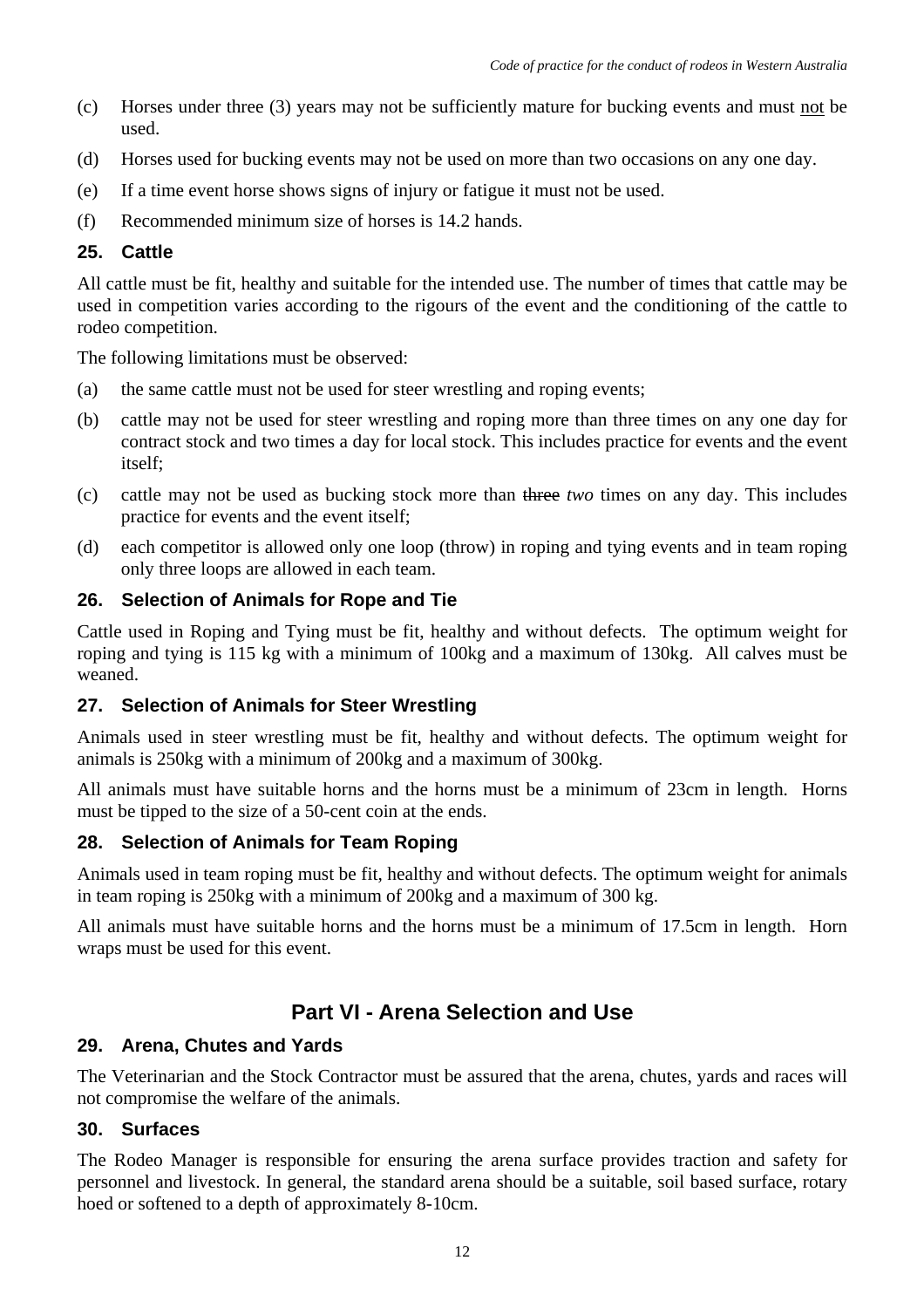(c) Horses under three (3) years may not be sufficiently mature for bucking events and must not be used.

(d) Horses used for bucking events may not be used on more than two occasions on any one day.

(e) If a time event horse shows signs of injury or fatigue it must not be used.

(f) Recommended minimum size of horses is 14.2 hands.

### 25. Cattle

All cattle must be fit, healthy and suitable for the intended use. The number of times that cattle may be used in competition varies according to the rigours of the event and the conditioning of the cattle to rodeo competition.

The following limitations must be observed:

(a) the same cattle must not be used for steer wrestling and roping events;

(b) cattle may not be used for steer wrestling and roping more than three times on any one day for contract stock and two times a day for local stock. This includes practice for events and the event itself;

(c) cattle may not be used as bucking stock more than ~~three~~ *two* times on any day. This includes practice for events and the event itself;

(d) each competitor is allowed only one loop (throw) in roping and tying events and in team roping only three loops are allowed in each team.

### 26. Selection of Animals for Rope and Tie

Cattle used in Roping and Tying must be fit, healthy and without defects. The optimum weight for roping and tying is 115 kg with a minimum of 100kg and a maximum of 130kg. All calves must be weaned.

### 27. Selection of Animals for Steer Wrestling

Animals used in steer wrestling must be fit, healthy and without defects. The optimum weight for animals is 250kg with a minimum of 200kg and a maximum of 300kg.

All animals must have suitable horns and the horns must be a minimum of 23cm in length. Horns must be tipped to the size of a 50-cent coin at the ends.

### 28. Selection of Animals for Team Roping

Animals used in team roping must be fit, healthy and without defects. The optimum weight for animals in team roping is 250kg with a minimum of 200kg and a maximum of 300 kg.

All animals must have suitable horns and the horns must be a minimum of 17.5cm in length. Horn wraps must be used for this event.

## Part VI - Arena Selection and Use

### 29. Arena, Chutes and Yards

The Veterinarian and the Stock Contractor must be assured that the arena, chutes, yards and races will not compromise the welfare of the animals.

### 30. Surfaces

The Rodeo Manager is responsible for ensuring the arena surface provides traction and safety for personnel and livestock. In general, the standard arena should be a suitable, soil based surface, rotary hoed or softened to a depth of approximately 8-10cm.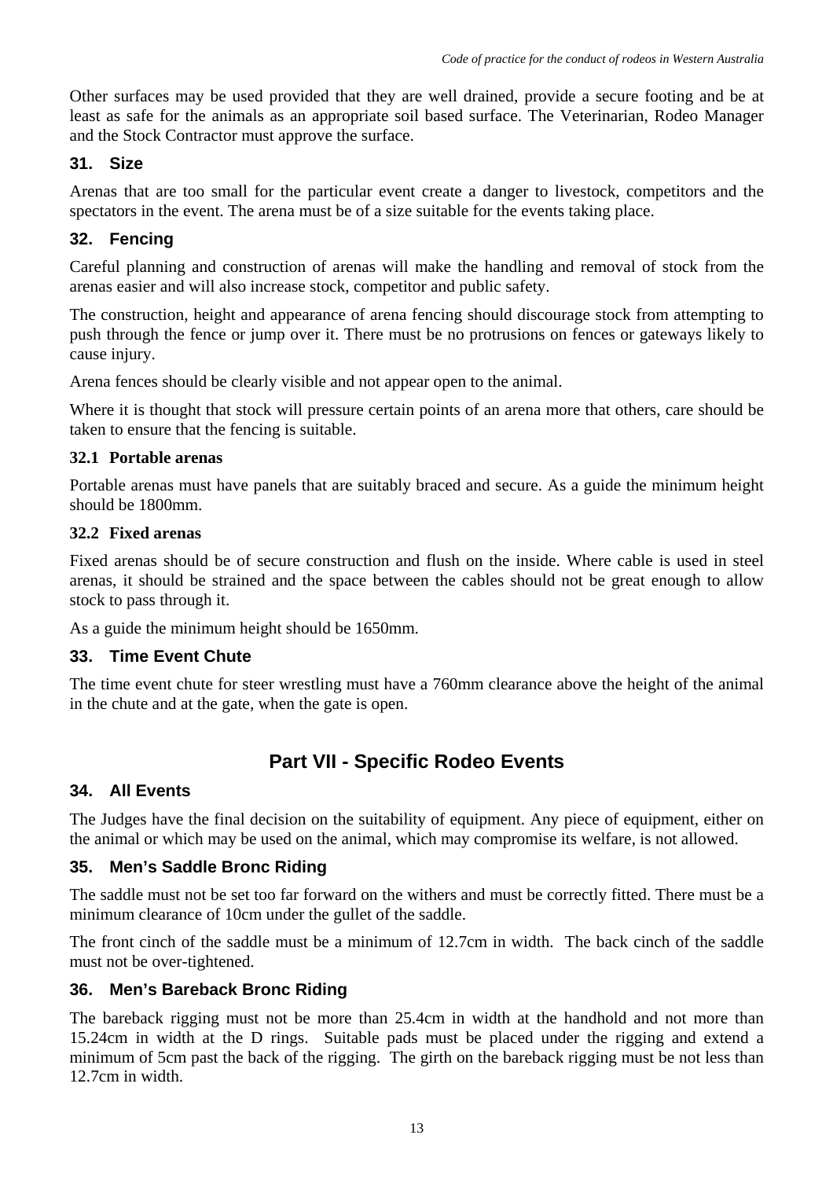Other surfaces may be used provided that they are well drained, provide a secure footing and be at least as safe for the animals as an appropriate soil based surface. The Veterinarian, Rodeo Manager and the Stock Contractor must approve the surface.

### 31. Size

Arenas that are too small for the particular event create a danger to livestock, competitors and the spectators in the event. The arena must be of a size suitable for the events taking place.

### 32. Fencing

Careful planning and construction of arenas will make the handling and removal of stock from the arenas easier and will also increase stock, competitor and public safety.

The construction, height and appearance of arena fencing should discourage stock from attempting to push through the fence or jump over it. There must be no protrusions on fences or gateways likely to cause injury.

Arena fences should be clearly visible and not appear open to the animal.

Where it is thought that stock will pressure certain points of an arena more that others, care should be taken to ensure that the fencing is suitable.

#### 32.1 Portable arenas

Portable arenas must have panels that are suitably braced and secure. As a guide the minimum height should be 1800mm.

#### 32.2 Fixed arenas

Fixed arenas should be of secure construction and flush on the inside. Where cable is used in steel arenas, it should be strained and the space between the cables should not be great enough to allow stock to pass through it.

As a guide the minimum height should be 1650mm.

### 33. Time Event Chute

The time event chute for steer wrestling must have a 760mm clearance above the height of the animal in the chute and at the gate, when the gate is open.

## Part VII - Specific Rodeo Events

### 34. All Events

The Judges have the final decision on the suitability of equipment. Any piece of equipment, either on the animal or which may be used on the animal, which may compromise its welfare, is not allowed.

### 35. Men's Saddle Bronc Riding

The saddle must not be set too far forward on the withers and must be correctly fitted. There must be a minimum clearance of 10cm under the gullet of the saddle.

The front cinch of the saddle must be a minimum of 12.7cm in width. The back cinch of the saddle must not be over-tightened.

### 36. Men's Bareback Bronc Riding

The bareback rigging must not be more than 25.4cm in width at the handhold and not more than 15.24cm in width at the D rings. Suitable pads must be placed under the rigging and extend a minimum of 5cm past the back of the rigging. The girth on the bareback rigging must be not less than 12.7cm in width.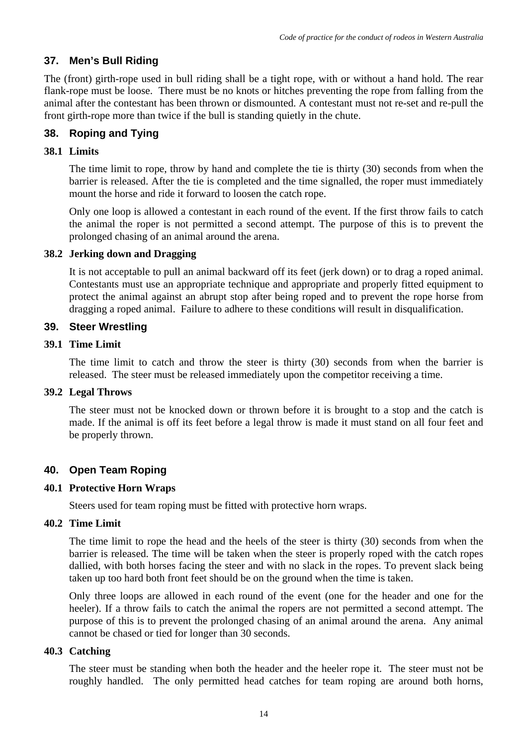## 37. Men's Bull Riding

The (front) girth-rope used in bull riding shall be a tight rope, with or without a hand hold. The rear flank-rope must be loose. There must be no knots or hitches preventing the rope from falling from the animal after the contestant has been thrown or dismounted. A contestant must not re-set and re-pull the front girth-rope more than twice if the bull is standing quietly in the chute.

## 38. Roping and Tying

### 38.1 Limits

The time limit to rope, throw by hand and complete the tie is thirty (30) seconds from when the barrier is released. After the tie is completed and the time signalled, the roper must immediately mount the horse and ride it forward to loosen the catch rope.

Only one loop is allowed a contestant in each round of the event. If the first throw fails to catch the animal the roper is not permitted a second attempt. The purpose of this is to prevent the prolonged chasing of an animal around the arena.

### 38.2 Jerking down and Dragging

It is not acceptable to pull an animal backward off its feet (jerk down) or to drag a roped animal. Contestants must use an appropriate technique and appropriate and properly fitted equipment to protect the animal against an abrupt stop after being roped and to prevent the rope horse from dragging a roped animal. Failure to adhere to these conditions will result in disqualification.

## 39. Steer Wrestling

### 39.1 Time Limit

The time limit to catch and throw the steer is thirty (30) seconds from when the barrier is released. The steer must be released immediately upon the competitor receiving a time.

### 39.2 Legal Throws

The steer must not be knocked down or thrown before it is brought to a stop and the catch is made. If the animal is off its feet before a legal throw is made it must stand on all four feet and be properly thrown.

## 40. Open Team Roping

### 40.1 Protective Horn Wraps

Steers used for team roping must be fitted with protective horn wraps.

### 40.2 Time Limit

The time limit to rope the head and the heels of the steer is thirty (30) seconds from when the barrier is released. The time will be taken when the steer is properly roped with the catch ropes dallied, with both horses facing the steer and with no slack in the ropes. To prevent slack being taken up too hard both front feet should be on the ground when the time is taken.

Only three loops are allowed in each round of the event (one for the header and one for the heeler). If a throw fails to catch the animal the ropers are not permitted a second attempt. The purpose of this is to prevent the prolonged chasing of an animal around the arena. Any animal cannot be chased or tied for longer than 30 seconds.

### 40.3 Catching

The steer must be standing when both the header and the heeler rope it. The steer must not be roughly handled. The only permitted head catches for team roping are around both horns,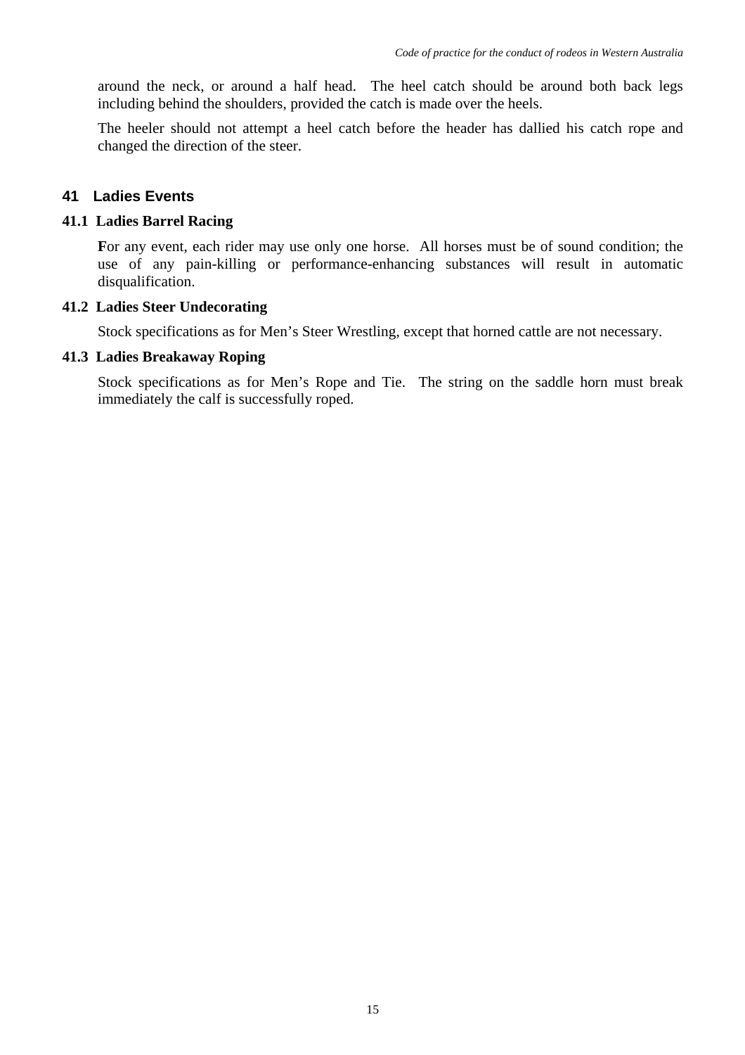around the neck, or around a half head. The heel catch should be around both back legs including behind the shoulders, provided the catch is made over the heels.

The heeler should not attempt a heel catch before the header has dallied his catch rope and changed the direction of the steer.

## 41 Ladies Events

### 41.1 Ladies Barrel Racing

For any event, each rider may use only one horse. All horses must be of sound condition; the use of any pain-killing or performance-enhancing substances will result in automatic disqualification.

### 41.2 Ladies Steer Undecorating

Stock specifications as for Men's Steer Wrestling, except that horned cattle are not necessary.

### 41.3 Ladies Breakaway Roping

Stock specifications as for Men's Rope and Tie. The string on the saddle horn must break immediately the calf is successfully roped.